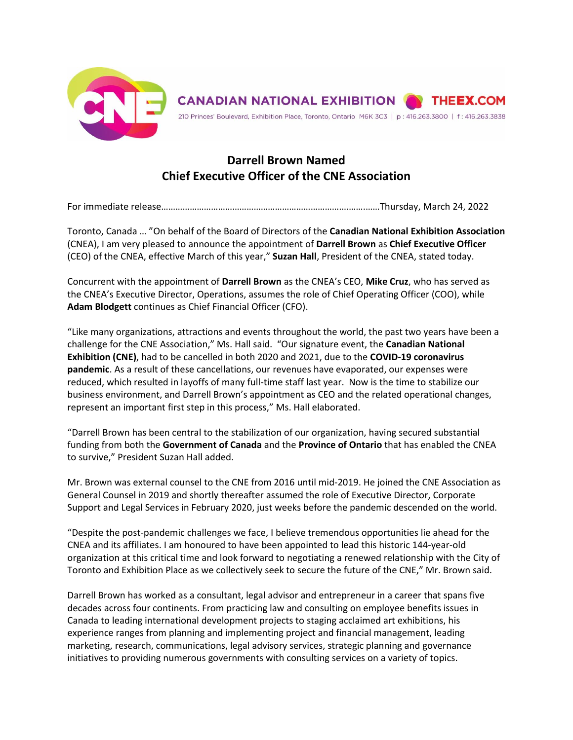CANADIAN NATIONAL EXHIBITION | THEEX.COM

210 Princes' Boulevard, Exhibition Place, Toronto, Ontario M6K 3C3 | p: 416.263.3800 | f: 416.263.3838

# Darrell Brown Named
# Chief Executive Officer of the CNE Association

For immediate release……………………………………………………………………………………Thursday, March 24, 2022

Toronto, Canada … "On behalf of the Board of Directors of the **Canadian National Exhibition Association** (CNEA), I am very pleased to announce the appointment of **Darrell Brown** as **Chief Executive Officer** (CEO) of the CNEA, effective March of this year," **Suzan Hall**, President of the CNEA, stated today.

Concurrent with the appointment of **Darrell Brown** as the CNEA's CEO, **Mike Cruz**, who has served as the CNEA's Executive Director, Operations, assumes the role of Chief Operating Officer (COO), while **Adam Blodgett** continues as Chief Financial Officer (CFO).

"Like many organizations, attractions and events throughout the world, the past two years have been a challenge for the CNE Association," Ms. Hall said. "Our signature event, the **Canadian National Exhibition (CNE)**, had to be cancelled in both 2020 and 2021, due to the **COVID-19 coronavirus pandemic**. As a result of these cancellations, our revenues have evaporated, our expenses were reduced, which resulted in layoffs of many full-time staff last year. Now is the time to stabilize our business environment, and Darrell Brown's appointment as CEO and the related operational changes, represent an important first step in this process," Ms. Hall elaborated.

"Darrell Brown has been central to the stabilization of our organization, having secured substantial funding from both the **Government of Canada** and the **Province of Ontario** that has enabled the CNEA to survive," President Suzan Hall added.

Mr. Brown was external counsel to the CNE from 2016 until mid-2019. He joined the CNE Association as General Counsel in 2019 and shortly thereafter assumed the role of Executive Director, Corporate Support and Legal Services in February 2020, just weeks before the pandemic descended on the world.

"Despite the post-pandemic challenges we face, I believe tremendous opportunities lie ahead for the CNEA and its affiliates. I am honoured to have been appointed to lead this historic 144-year-old organization at this critical time and look forward to negotiating a renewed relationship with the City of Toronto and Exhibition Place as we collectively seek to secure the future of the CNE," Mr. Brown said.

Darrell Brown has worked as a consultant, legal advisor and entrepreneur in a career that spans five decades across four continents. From practicing law and consulting on employee benefits issues in Canada to leading international development projects to staging acclaimed art exhibitions, his experience ranges from planning and implementing project and financial management, leading marketing, research, communications, legal advisory services, strategic planning and governance initiatives to providing numerous governments with consulting services on a variety of topics.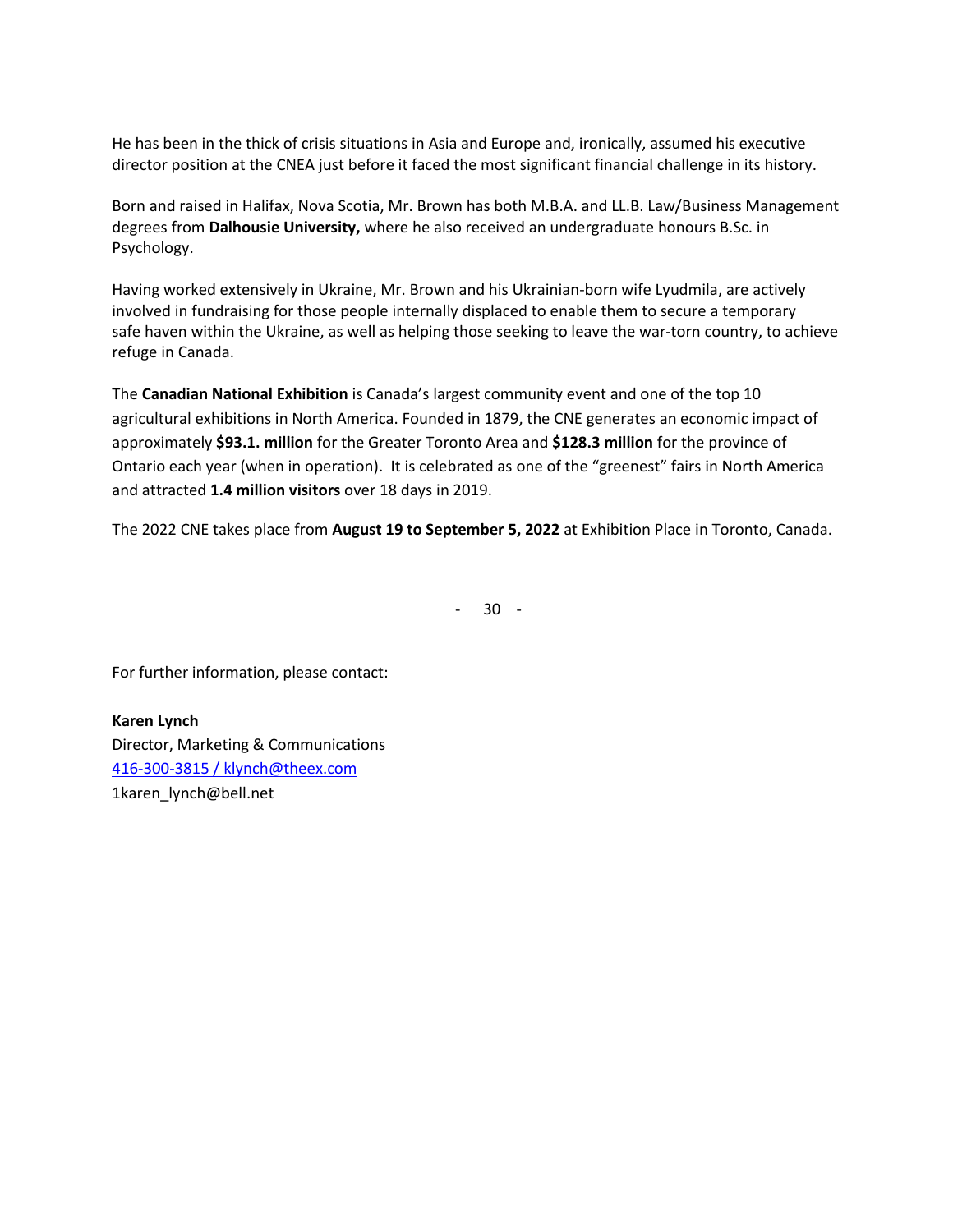He has been in the thick of crisis situations in Asia and Europe and, ironically, assumed his executive director position at the CNEA just before it faced the most significant financial challenge in its history.

Born and raised in Halifax, Nova Scotia, Mr. Brown has both M.B.A. and LL.B. Law/Business Management degrees from **Dalhousie University,** where he also received an undergraduate honours B.Sc. in Psychology.

Having worked extensively in Ukraine, Mr. Brown and his Ukrainian-born wife Lyudmila, are actively involved in fundraising for those people internally displaced to enable them to secure a temporary safe haven within the Ukraine, as well as helping those seeking to leave the war-torn country, to achieve refuge in Canada.

The **Canadian National Exhibition** is Canada's largest community event and one of the top 10 agricultural exhibitions in North America. Founded in 1879, the CNE generates an economic impact of approximately **$93.1. million** for the Greater Toronto Area and **$128.3 million** for the province of Ontario each year (when in operation). It is celebrated as one of the "greenest" fairs in North America and attracted **1.4 million visitors** over 18 days in 2019.

The 2022 CNE takes place from **August 19 to September 5, 2022** at Exhibition Place in Toronto, Canada.

\- 30 -

For further information, please contact:

**Karen Lynch**
Director, Marketing & Communications
416-300-3815 / klynch@theex.com
1karen_lynch@bell.net